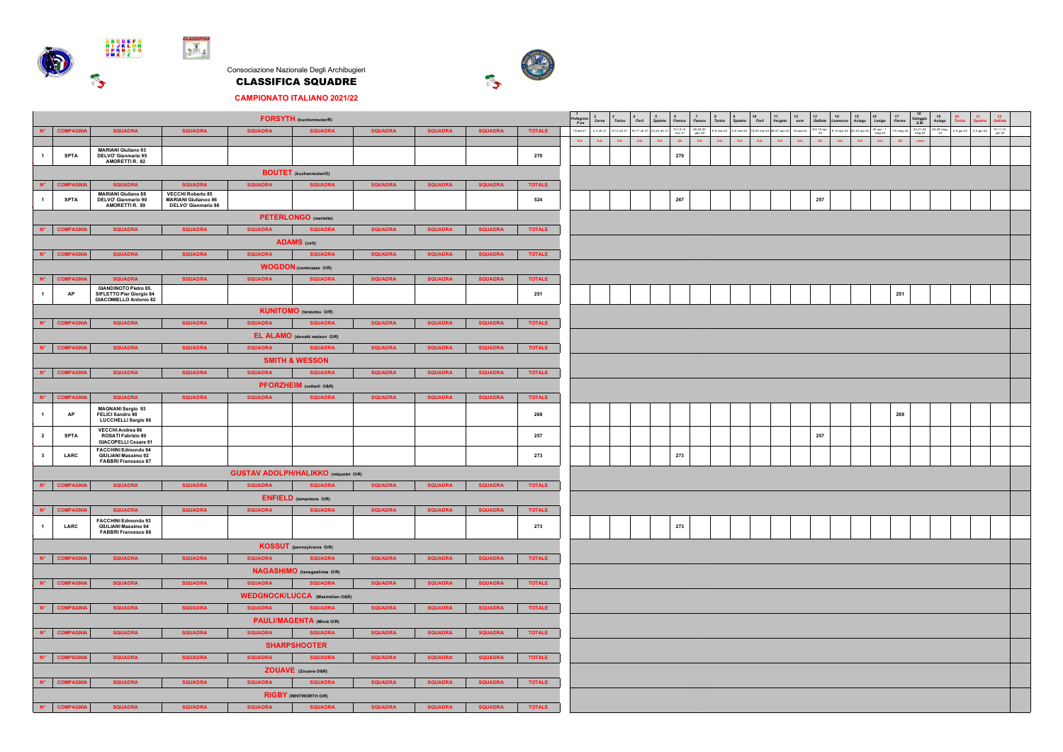Consociazione Nazionale Degli Archibugieri

# CLASSIFICA SQUADRE

## CAMPIONATO ITALIANO 2021/22

### FORSYTH (kuchenreuter/R)

| N° | COMPAGNIA | SQUADRA | SQUADRA | SQUADRA | SQUADRA | SQUADRA | SQUADRA | SQUADRA | TOTALE | 6 Faenza |
|---|---|---|---|---|---|---|---|---|---|---|
| 1 | SPTA | MARIANI Giuliano 93 DELVO' Gianmario 95 AMORETTI R. 82 | | | | | | | 270 | 270 |

### BOUTET (kuchenreuter/O)

| N° | COMPAGNIA | SQUADRA | SQUADRA | SQUADRA | SQUADRA | SQUADRA | SQUADRA | SQUADRA | TOTALE | 6 Faenza | 13 Galliate |
|---|---|---|---|---|---|---|---|---|---|---|---|
| 1 | SPTA | MARIANI Giuliano 88 DELVO' Gianmario 90 AMORETTI R. 89 | VECCHI Roberto 85 MARIANI Giulianoo 86 DELVO' Gianmario 86 | | | | | | 524 | 267 | 257 |

### PETERLONGO (mariette)

| N° | COMPAGNIA | SQUADRA | SQUADRA | SQUADRA | SQUADRA | SQUADRA | SQUADRA | SQUADRA | TOTALE |
|---|---|---|---|---|---|---|---|---|---|

### ADAMS (colt)

| N° | COMPAGNIA | SQUADRA | SQUADRA | SQUADRA | SQUADRA | SQUADRA | SQUADRA | SQUADRA | TOTALE |
|---|---|---|---|---|---|---|---|---|---|

### WOGDON (cominazzo O/R)

| N° | COMPAGNIA | SQUADRA | SQUADRA | SQUADRA | SQUADRA | SQUADRA | SQUADRA | SQUADRA | TOTALE | 17 Parma |
|---|---|---|---|---|---|---|---|---|---|---|
| 1 | AP | GIANDINOTO Pietro 85. SIFLETTO Pier Giorgio 84 GIACOMIELLO Antonio 82 | | | | | | | 251 | 251 |

### KUNITOMO (tanzutsu O/R)

| N° | COMPAGNIA | SQUADRA | SQUADRA | SQUADRA | SQUADRA | SQUADRA | SQUADRA | SQUADRA | TOTALE |
|---|---|---|---|---|---|---|---|---|---|

### EL ALAMO (donald malson O/R)

| N° | COMPAGNIA | SQUADRA | SQUADRA | SQUADRA | SQUADRA | SQUADRA | SQUADRA | SQUADRA | TOTALE |
|---|---|---|---|---|---|---|---|---|---|

### SMITH & WESSON

| N° | COMPAGNIA | SQUADRA | SQUADRA | SQUADRA | SQUADRA | SQUADRA | SQUADRA | SQUADRA | TOTALE |
|---|---|---|---|---|---|---|---|---|---|

### PFORZHEIM (vetterli O&R)

| N° | COMPAGNIA | SQUADRA | SQUADRA | SQUADRA | SQUADRA | SQUADRA | SQUADRA | SQUADRA | TOTALE | 6 Faenza | 13 Galliate | 17 Parma |
|---|---|---|---|---|---|---|---|---|---|---|---|---|
| 1 | AP | MAGNANI Sergio 93 FELICI Sandro 90 LUCCHELLI Sergio 86 | | | | | | | 269 | | | 269 |
| 2 | SPTA | VECCHI Andrea 86 ROSATI Fabrizio 80 GIACOPELLI Cesare 91 | | | | | | | 257 | | 257 | |
| 3 | LARC | FACCHINI Edmondo 94 GIULIANI Massimo 92 FABBRI Francesco 87 | | | | | | | 273 | 273 | | |

### GUSTAV ADOLPH/HALIKKO (miquelet O/R)

| N° | COMPAGNIA | SQUADRA | SQUADRA | SQUADRA | SQUADRA | SQUADRA | SQUADRA | SQUADRA | TOTALE |
|---|---|---|---|---|---|---|---|---|---|

### ENFIELD (lamarmora O/R)

| N° | COMPAGNIA | SQUADRA | SQUADRA | SQUADRA | SQUADRA | SQUADRA | SQUADRA | SQUADRA | TOTALE | 6 Faenza |
|---|---|---|---|---|---|---|---|---|---|---|
| 1 | LARC | FACCHINI Edmondo 93 GIULIANI Massimo 94 FABBRI Francesco 86 | | | | | | | 273 | 273 |

### KOSSUT (pennsylvania O/R)

| N° | COMPAGNIA | SQUADRA | SQUADRA | SQUADRA | SQUADRA | SQUADRA | SQUADRA | SQUADRA | TOTALE |
|---|---|---|---|---|---|---|---|---|---|

### NAGASHIMO (tanegashima O/R)

| N° | COMPAGNIA | SQUADRA | SQUADRA | SQUADRA | SQUADRA | SQUADRA | SQUADRA | SQUADRA | TOTALE |
|---|---|---|---|---|---|---|---|---|---|

### WEDGNOCK/LUCCA (Maximilian O&R)

| N° | COMPAGNIA | SQUADRA | SQUADRA | SQUADRA | SQUADRA | SQUADRA | SQUADRA | SQUADRA | TOTALE |
|---|---|---|---|---|---|---|---|---|---|

### PAULI/MAGENTA (Miniè O/R)

| N° | COMPAGNIA | SQUADRA | SQUADRA | SQUADRA | SQUADRA | SQUADRA | SQUADRA | SQUADRA | TOTALE |
|---|---|---|---|---|---|---|---|---|---|

### SHARPSHOOTER

| N° | COMPAGNIA | SQUADRA | SQUADRA | SQUADRA | SQUADRA | SQUADRA | SQUADRA | SQUADRA | TOTALE |
|---|---|---|---|---|---|---|---|---|---|

### ZOUAVE (Zouave O&R)

| N° | COMPAGNIA | SQUADRA | SQUADRA | SQUADRA | SQUADRA | SQUADRA | SQUADRA | SQUADRA | TOTALE |
|---|---|---|---|---|---|---|---|---|---|

### RIGBY (WHITWORTH O/R)

| N° | COMPAGNIA | SQUADRA | SQUADRA | SQUADRA | SQUADRA | SQUADRA | SQUADRA | SQUADRA | TOTALE |
|---|---|---|---|---|---|---|---|---|---|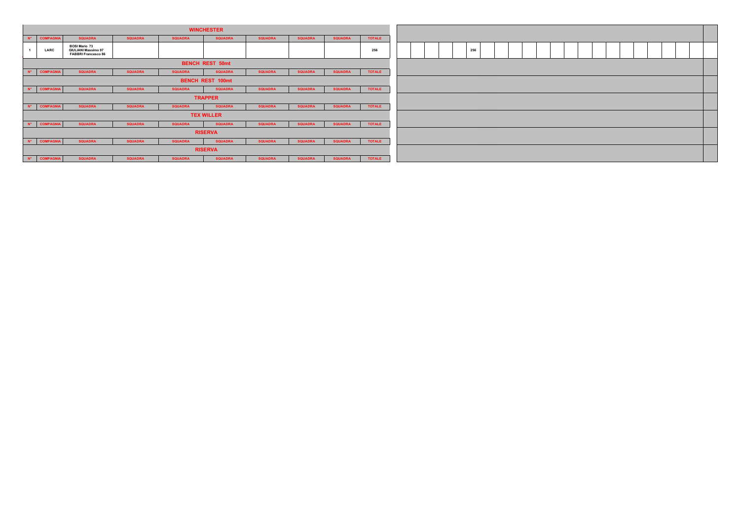## WINCHESTER

| N° | COMPAGNIA | SQUADRA | SQUADRA | SQUADRA | SQUADRA | SQUADRA | SQUADRA | SQUADRA | TOTALE |
|---|---|---|---|---|---|---|---|---|---|
| 1 | LARC | BOSI Mario 73<br>GIULIANI Massimo 97<br>FABBRI Francesco 86 | | | | | | | 256 |

| | | | | | | | | | | | | | | | | | | | | | |
|---|---|---|---|---|---|---|---|---|---|---|---|---|---|---|---|---|---|---|---|---|---|
| | | | | | 256 | | | | | | | | | | | | | | | | |

## BENCH REST 50mt

| N° | COMPAGNIA | SQUADRA | SQUADRA | SQUADRA | SQUADRA | SQUADRA | SQUADRA | SQUADRA | TOTALE |
|---|---|---|---|---|---|---|---|---|---|

## BENCH REST 100mt

| N° | COMPAGNIA | SQUADRA | SQUADRA | SQUADRA | SQUADRA | SQUADRA | SQUADRA | SQUADRA | TOTALE |
|---|---|---|---|---|---|---|---|---|---|

## TRAPPER

| N° | COMPAGNIA | SQUADRA | SQUADRA | SQUADRA | SQUADRA | SQUADRA | SQUADRA | SQUADRA | TOTALE |
|---|---|---|---|---|---|---|---|---|---|

## TEX WILLER

| N° | COMPAGNIA | SQUADRA | SQUADRA | SQUADRA | SQUADRA | SQUADRA | SQUADRA | SQUADRA | TOTALE |
|---|---|---|---|---|---|---|---|---|---|

## RISERVA

| N° | COMPAGNIA | SQUADRA | SQUADRA | SQUADRA | SQUADRA | SQUADRA | SQUADRA | SQUADRA | TOTALE |
|---|---|---|---|---|---|---|---|---|---|

## RISERVA

| N° | COMPAGNIA | SQUADRA | SQUADRA | SQUADRA | SQUADRA | SQUADRA | SQUADRA | SQUADRA | TOTALE |
|---|---|---|---|---|---|---|---|---|---|